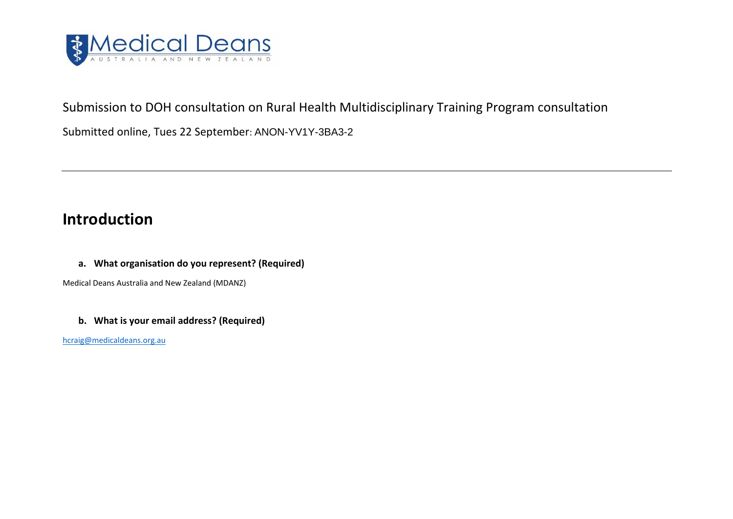Medical Deans
AUSTRALIA AND NEW ZEALAND

Submission to DOH consultation on Rural Health Multidisciplinary Training Program consultation

Submitted online, Tues 22 September: ANON-YV1Y-3BA3-2

---

## Introduction

**a. What organisation do you represent? (Required)**

Medical Deans Australia and New Zealand (MDANZ)

**b. What is your email address? (Required)**

hcraig@medicaldeans.org.au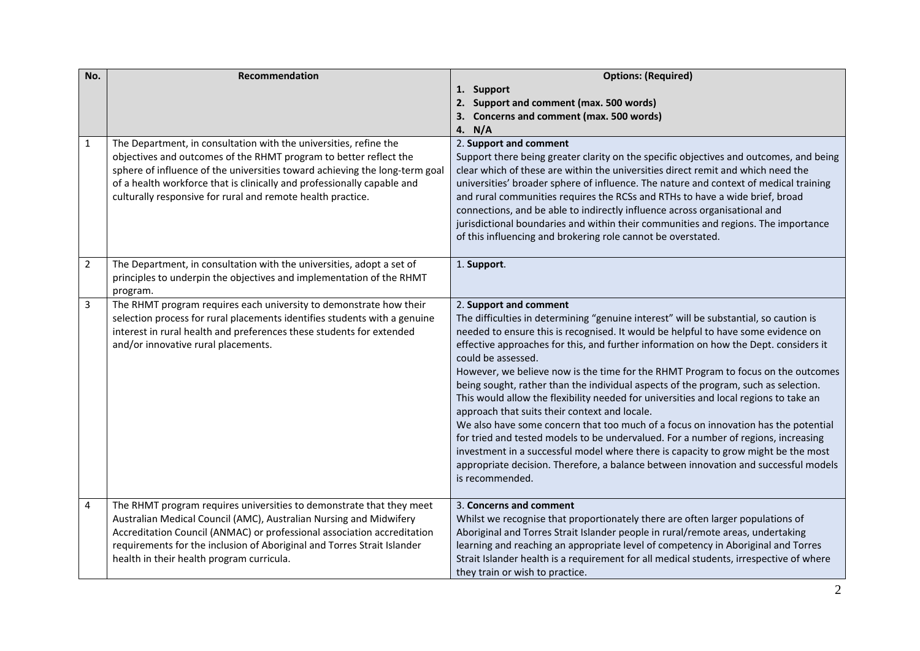| No. | Recommendation | Options: (Required)<br>1. **Support**<br>2. **Support and comment (max. 500 words)**<br>3. **Concerns and comment (max. 500 words)**<br>4. **N/A** |
|---|---|---|
| 1 | The Department, in consultation with the universities, refine the objectives and outcomes of the RHMT program to better reflect the sphere of influence of the universities toward achieving the long-term goal of a health workforce that is clinically and professionally capable and culturally responsive for rural and remote health practice. | 2. **Support and comment**<br>Support there being greater clarity on the specific objectives and outcomes, and being clear which of these are within the universities direct remit and which need the universities' broader sphere of influence. The nature and context of medical training and rural communities requires the RCSs and RTHs to have a wide brief, broad connections, and be able to indirectly influence across organisational and jurisdictional boundaries and within their communities and regions. The importance of this influencing and brokering role cannot be overstated. |
| 2 | The Department, in consultation with the universities, adopt a set of principles to underpin the objectives and implementation of the RHMT program. | 1. **Support**. |
| 3 | The RHMT program requires each university to demonstrate how their selection process for rural placements identifies students with a genuine interest in rural health and preferences these students for extended and/or innovative rural placements. | 2. **Support and comment**<br>The difficulties in determining "genuine interest" will be substantial, so caution is needed to ensure this is recognised. It would be helpful to have some evidence on effective approaches for this, and further information on how the Dept. considers it could be assessed.<br>However, we believe now is the time for the RHMT Program to focus on the outcomes being sought, rather than the individual aspects of the program, such as selection. This would allow the flexibility needed for universities and local regions to take an approach that suits their context and locale.<br>We also have some concern that too much of a focus on innovation has the potential for tried and tested models to be undervalued. For a number of regions, increasing investment in a successful model where there is capacity to grow might be the most appropriate decision. Therefore, a balance between innovation and successful models is recommended. |
| 4 | The RHMT program requires universities to demonstrate that they meet Australian Medical Council (AMC), Australian Nursing and Midwifery Accreditation Council (ANMAC) or professional association accreditation requirements for the inclusion of Aboriginal and Torres Strait Islander health in their health program curricula. | 3. **Concerns and comment**<br>Whilst we recognise that proportionately there are often larger populations of Aboriginal and Torres Strait Islander people in rural/remote areas, undertaking learning and reaching an appropriate level of competency in Aboriginal and Torres Strait Islander health is a requirement for all medical students, irrespective of where they train or wish to practice. |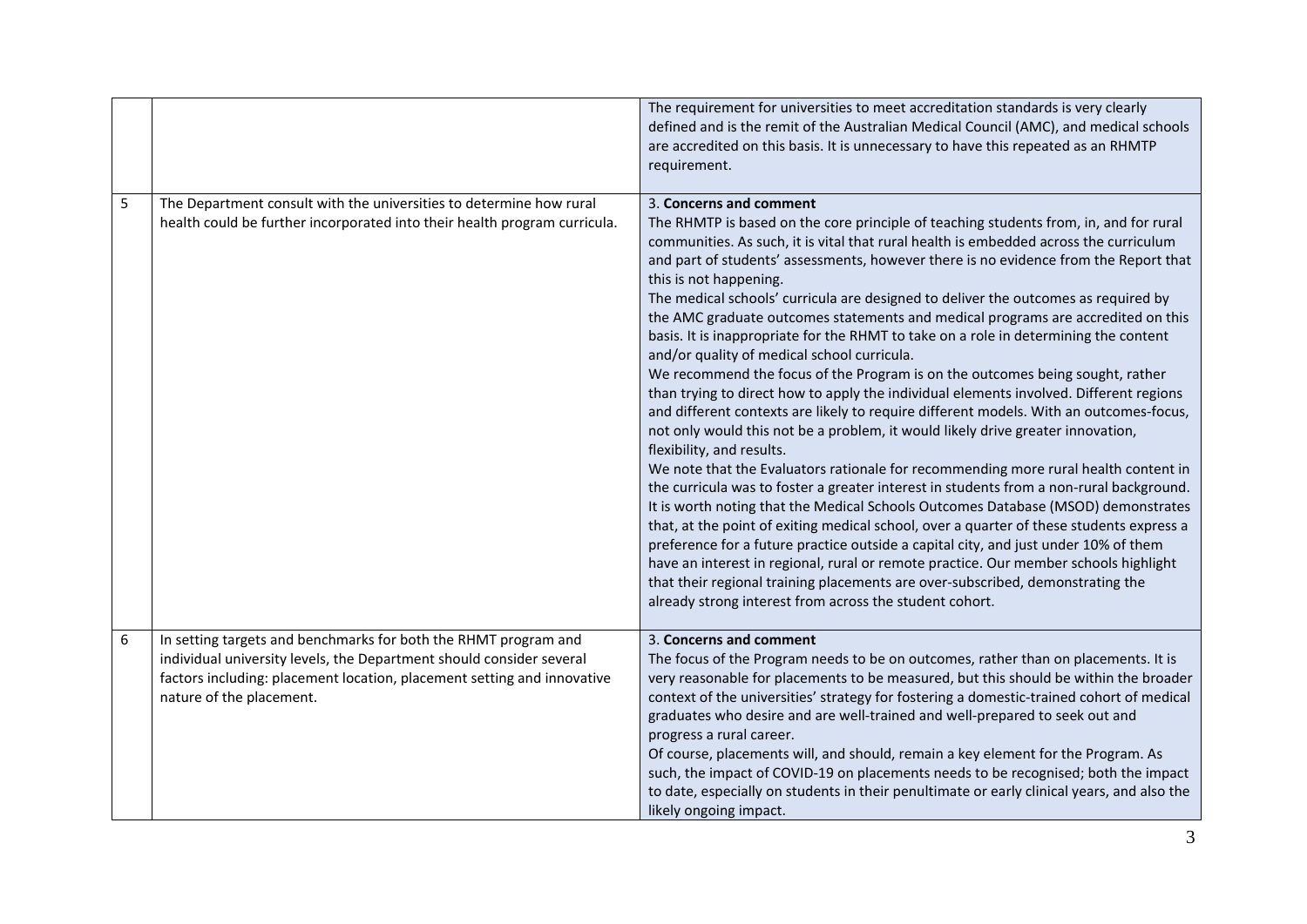| | | |
|---|---|---|
| | | The requirement for universities to meet accreditation standards is very clearly defined and is the remit of the Australian Medical Council (AMC), and medical schools are accredited on this basis. It is unnecessary to have this repeated as an RHMTP requirement. |
| 5 | The Department consult with the universities to determine how rural health could be further incorporated into their health program curricula. | 3. **Concerns and comment**<br>The RHMTP is based on the core principle of teaching students from, in, and for rural communities. As such, it is vital that rural health is embedded across the curriculum and part of students' assessments, however there is no evidence from the Report that this is not happening.<br>The medical schools' curricula are designed to deliver the outcomes as required by the AMC graduate outcomes statements and medical programs are accredited on this basis. It is inappropriate for the RHMT to take on a role in determining the content and/or quality of medical school curricula.<br>We recommend the focus of the Program is on the outcomes being sought, rather than trying to direct how to apply the individual elements involved. Different regions and different contexts are likely to require different models. With an outcomes-focus, not only would this not be a problem, it would likely drive greater innovation, flexibility, and results.<br>We note that the Evaluators rationale for recommending more rural health content in the curricula was to foster a greater interest in students from a non-rural background. It is worth noting that the Medical Schools Outcomes Database (MSOD) demonstrates that, at the point of exiting medical school, over a quarter of these students express a preference for a future practice outside a capital city, and just under 10% of them have an interest in regional, rural or remote practice. Our member schools highlight that their regional training placements are over-subscribed, demonstrating the already strong interest from across the student cohort. |
| 6 | In setting targets and benchmarks for both the RHMT program and individual university levels, the Department should consider several factors including: placement location, placement setting and innovative nature of the placement. | 3. **Concerns and comment**<br>The focus of the Program needs to be on outcomes, rather than on placements. It is very reasonable for placements to be measured, but this should be within the broader context of the universities' strategy for fostering a domestic-trained cohort of medical graduates who desire and are well-trained and well-prepared to seek out and progress a rural career.<br>Of course, placements will, and should, remain a key element for the Program. As such, the impact of COVID-19 on placements needs to be recognised; both the impact to date, especially on students in their penultimate or early clinical years, and also the likely ongoing impact. |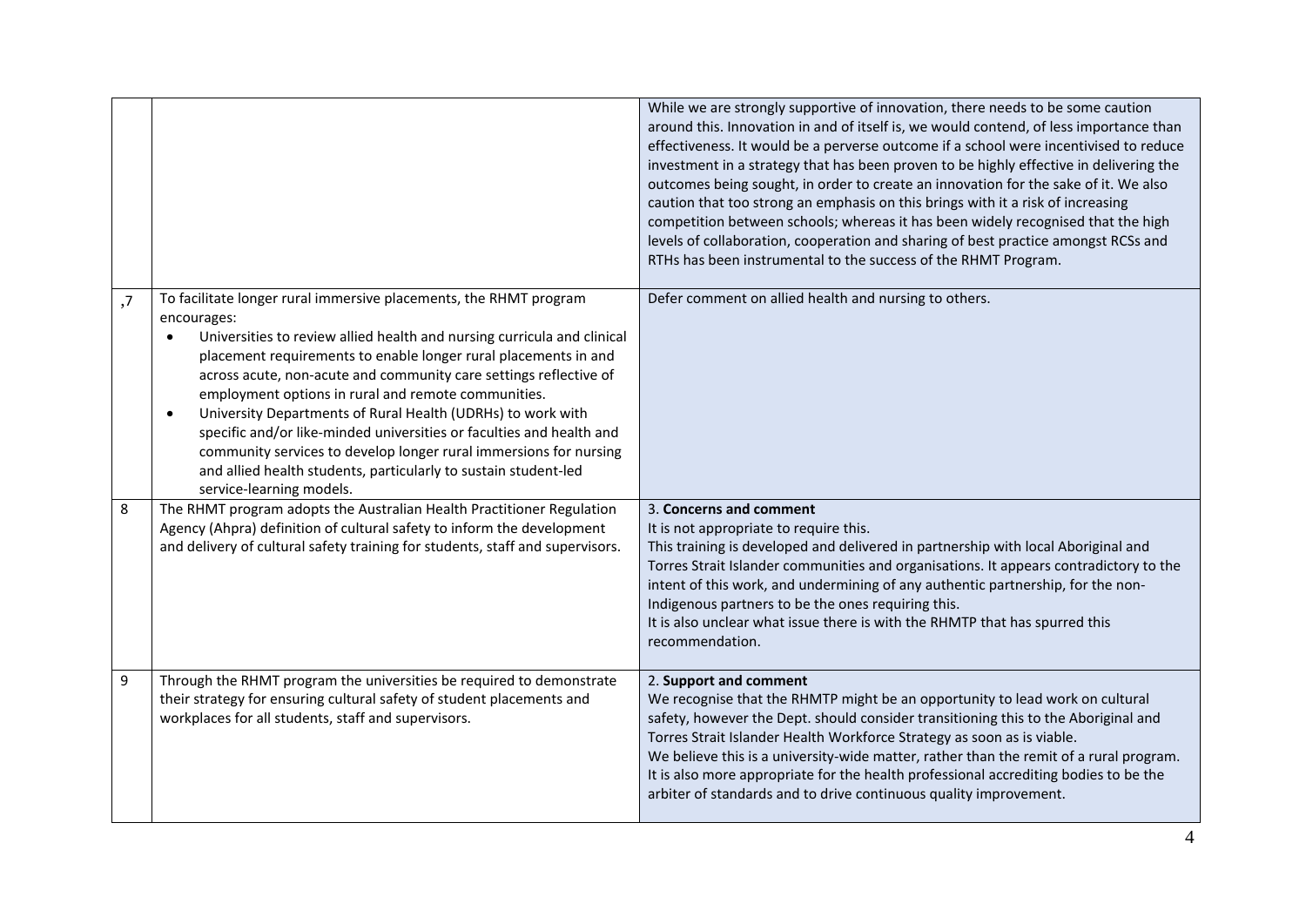| | | |
|---|---|---|
| | | While we are strongly supportive of innovation, there needs to be some caution around this. Innovation in and of itself is, we would contend, of less importance than effectiveness. It would be a perverse outcome if a school were incentivised to reduce investment in a strategy that has been proven to be highly effective in delivering the outcomes being sought, in order to create an innovation for the sake of it. We also caution that too strong an emphasis on this brings with it a risk of increasing competition between schools; whereas it has been widely recognised that the high levels of collaboration, cooperation and sharing of best practice amongst RCSs and RTHs has been instrumental to the success of the RHMT Program. |
| ,7 | To facilitate longer rural immersive placements, the RHMT program encourages:<br>• Universities to review allied health and nursing curricula and clinical placement requirements to enable longer rural placements in and across acute, non-acute and community care settings reflective of employment options in rural and remote communities.<br>• University Departments of Rural Health (UDRHs) to work with specific and/or like-minded universities or faculties and health and community services to develop longer rural immersions for nursing and allied health students, particularly to sustain student-led service-learning models. | Defer comment on allied health and nursing to others. |
| 8 | The RHMT program adopts the Australian Health Practitioner Regulation Agency (Ahpra) definition of cultural safety to inform the development and delivery of cultural safety training for students, staff and supervisors. | 3. **Concerns and comment**<br>It is not appropriate to require this.<br>This training is developed and delivered in partnership with local Aboriginal and Torres Strait Islander communities and organisations. It appears contradictory to the intent of this work, and undermining of any authentic partnership, for the non-Indigenous partners to be the ones requiring this.<br>It is also unclear what issue there is with the RHMTP that has spurred this recommendation. |
| 9 | Through the RHMT program the universities be required to demonstrate their strategy for ensuring cultural safety of student placements and workplaces for all students, staff and supervisors. | 2. **Support and comment**<br>We recognise that the RHMTP might be an opportunity to lead work on cultural safety, however the Dept. should consider transitioning this to the Aboriginal and Torres Strait Islander Health Workforce Strategy as soon as is viable.<br>We believe this is a university-wide matter, rather than the remit of a rural program. It is also more appropriate for the health professional accrediting bodies to be the arbiter of standards and to drive continuous quality improvement. |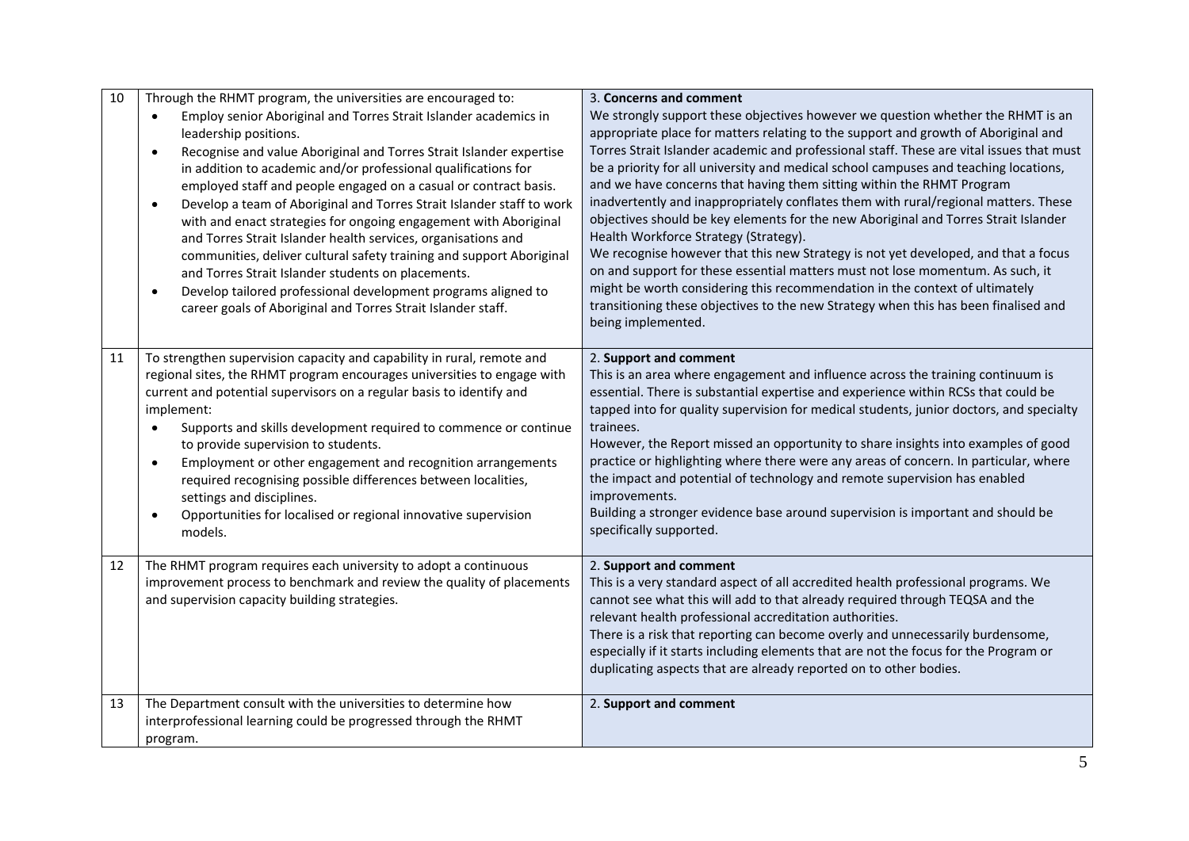| | | |
|---|---|---|
| 10 | Through the RHMT program, the universities are encouraged to:<br>• Employ senior Aboriginal and Torres Strait Islander academics in leadership positions.<br>• Recognise and value Aboriginal and Torres Strait Islander expertise in addition to academic and/or professional qualifications for employed staff and people engaged on a casual or contract basis.<br>• Develop a team of Aboriginal and Torres Strait Islander staff to work with and enact strategies for ongoing engagement with Aboriginal and Torres Strait Islander health services, organisations and communities, deliver cultural safety training and support Aboriginal and Torres Strait Islander students on placements.<br>• Develop tailored professional development programs aligned to career goals of Aboriginal and Torres Strait Islander staff. | 3. **Concerns and comment**<br>We strongly support these objectives however we question whether the RHMT is an appropriate place for matters relating to the support and growth of Aboriginal and Torres Strait Islander academic and professional staff. These are vital issues that must be a priority for all university and medical school campuses and teaching locations, and we have concerns that having them sitting within the RHMT Program inadvertently and inappropriately conflates them with rural/regional matters. These objectives should be key elements for the new Aboriginal and Torres Strait Islander Health Workforce Strategy (Strategy).<br>We recognise however that this new Strategy is not yet developed, and that a focus on and support for these essential matters must not lose momentum. As such, it might be worth considering this recommendation in the context of ultimately transitioning these objectives to the new Strategy when this has been finalised and being implemented. |
| 11 | To strengthen supervision capacity and capability in rural, remote and regional sites, the RHMT program encourages universities to engage with current and potential supervisors on a regular basis to identify and implement:<br>• Supports and skills development required to commence or continue to provide supervision to students.<br>• Employment or other engagement and recognition arrangements required recognising possible differences between localities, settings and disciplines.<br>• Opportunities for localised or regional innovative supervision models. | 2. **Support and comment**<br>This is an area where engagement and influence across the training continuum is essential. There is substantial expertise and experience within RCSs that could be tapped into for quality supervision for medical students, junior doctors, and specialty trainees.<br>However, the Report missed an opportunity to share insights into examples of good practice or highlighting where there were any areas of concern. In particular, where the impact and potential of technology and remote supervision has enabled improvements.<br>Building a stronger evidence base around supervision is important and should be specifically supported. |
| 12 | The RHMT program requires each university to adopt a continuous improvement process to benchmark and review the quality of placements and supervision capacity building strategies. | 2. **Support and comment**<br>This is a very standard aspect of all accredited health professional programs. We cannot see what this will add to that already required through TEQSA and the relevant health professional accreditation authorities.<br>There is a risk that reporting can become overly and unnecessarily burdensome, especially if it starts including elements that are not the focus for the Program or duplicating aspects that are already reported on to other bodies. |
| 13 | The Department consult with the universities to determine how interprofessional learning could be progressed through the RHMT program. | 2. **Support and comment** |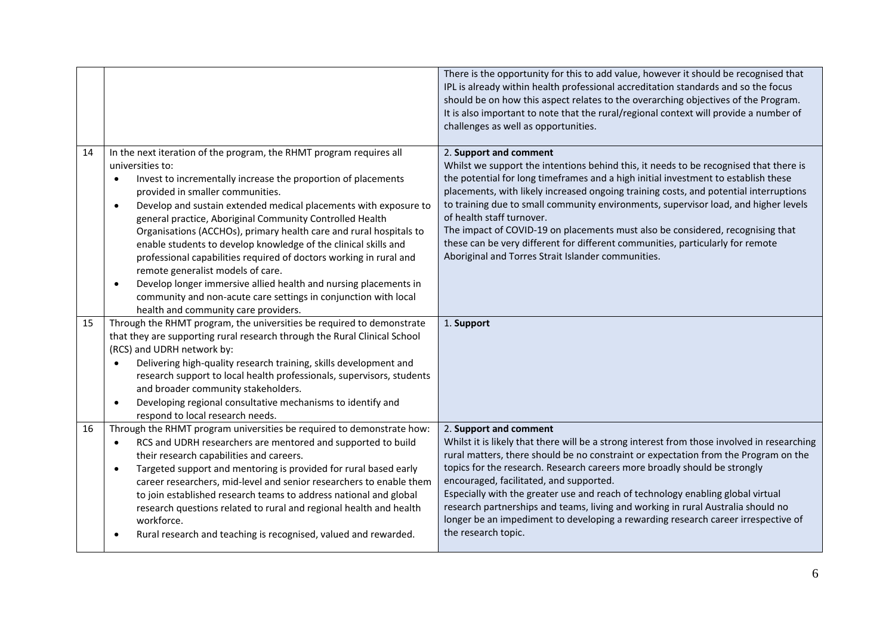| | | |
|---|---|---|
| | | There is the opportunity for this to add value, however it should be recognised that IPL is already within health professional accreditation standards and so the focus should be on how this aspect relates to the overarching objectives of the Program. It is also important to note that the rural/regional context will provide a number of challenges as well as opportunities. |
| 14 | In the next iteration of the program, the RHMT program requires all universities to:<br>• Invest to incrementally increase the proportion of placements provided in smaller communities.<br>• Develop and sustain extended medical placements with exposure to general practice, Aboriginal Community Controlled Health Organisations (ACCHOs), primary health care and rural hospitals to enable students to develop knowledge of the clinical skills and professional capabilities required of doctors working in rural and remote generalist models of care.<br>• Develop longer immersive allied health and nursing placements in community and non-acute care settings in conjunction with local health and community care providers. | 2. **Support and comment**<br>Whilst we support the intentions behind this, it needs to be recognised that there is the potential for long timeframes and a high initial investment to establish these placements, with likely increased ongoing training costs, and potential interruptions to training due to small community environments, supervisor load, and higher levels of health staff turnover.<br>The impact of COVID-19 on placements must also be considered, recognising that these can be very different for different communities, particularly for remote Aboriginal and Torres Strait Islander communities. |
| 15 | Through the RHMT program, the universities be required to demonstrate that they are supporting rural research through the Rural Clinical School (RCS) and UDRH network by:<br>• Delivering high-quality research training, skills development and research support to local health professionals, supervisors, students and broader community stakeholders.<br>• Developing regional consultative mechanisms to identify and respond to local research needs. | 1. **Support** |
| 16 | Through the RHMT program universities be required to demonstrate how:<br>• RCS and UDRH researchers are mentored and supported to build their research capabilities and careers.<br>• Targeted support and mentoring is provided for rural based early career researchers, mid-level and senior researchers to enable them to join established research teams to address national and global research questions related to rural and regional health and health workforce.<br>• Rural research and teaching is recognised, valued and rewarded. | 2. **Support and comment**<br>Whilst it is likely that there will be a strong interest from those involved in researching rural matters, there should be no constraint or expectation from the Program on the topics for the research. Research careers more broadly should be strongly encouraged, facilitated, and supported.<br>Especially with the greater use and reach of technology enabling global virtual research partnerships and teams, living and working in rural Australia should no longer be an impediment to developing a rewarding research career irrespective of the research topic. |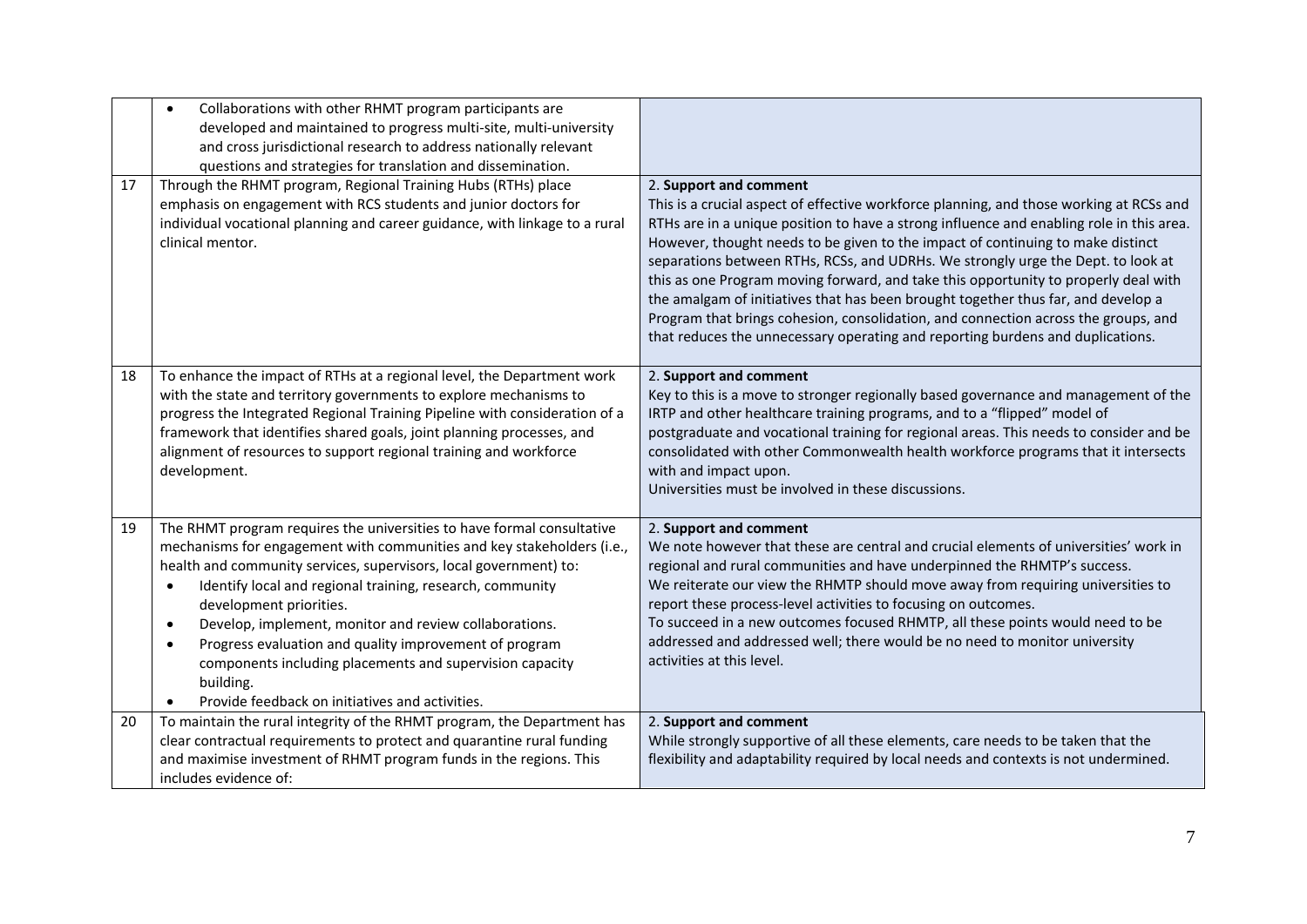| | | |
|---|---|---|
| | • Collaborations with other RHMT program participants are developed and maintained to progress multi-site, multi-university and cross jurisdictional research to address nationally relevant questions and strategies for translation and dissemination. | |
| 17 | Through the RHMT program, Regional Training Hubs (RTHs) place emphasis on engagement with RCS students and junior doctors for individual vocational planning and career guidance, with linkage to a rural clinical mentor. | 2. **Support and comment**<br>This is a crucial aspect of effective workforce planning, and those working at RCSs and RTHs are in a unique position to have a strong influence and enabling role in this area. However, thought needs to be given to the impact of continuing to make distinct separations between RTHs, RCSs, and UDRHs. We strongly urge the Dept. to look at this as one Program moving forward, and take this opportunity to properly deal with the amalgam of initiatives that has been brought together thus far, and develop a Program that brings cohesion, consolidation, and connection across the groups, and that reduces the unnecessary operating and reporting burdens and duplications. |
| 18 | To enhance the impact of RTHs at a regional level, the Department work with the state and territory governments to explore mechanisms to progress the Integrated Regional Training Pipeline with consideration of a framework that identifies shared goals, joint planning processes, and alignment of resources to support regional training and workforce development. | 2. **Support and comment**<br>Key to this is a move to stronger regionally based governance and management of the IRTP and other healthcare training programs, and to a "flipped" model of postgraduate and vocational training for regional areas. This needs to consider and be consolidated with other Commonwealth health workforce programs that it intersects with and impact upon.<br>Universities must be involved in these discussions. |
| 19 | The RHMT program requires the universities to have formal consultative mechanisms for engagement with communities and key stakeholders (i.e., health and community services, supervisors, local government) to:<br>• Identify local and regional training, research, community development priorities.<br>• Develop, implement, monitor and review collaborations.<br>• Progress evaluation and quality improvement of program components including placements and supervision capacity building.<br>• Provide feedback on initiatives and activities. | 2. **Support and comment**<br>We note however that these are central and crucial elements of universities' work in regional and rural communities and have underpinned the RHMTP's success.<br>We reiterate our view the RHMTP should move away from requiring universities to report these process-level activities to focusing on outcomes.<br>To succeed in a new outcomes focused RHMTP, all these points would need to be addressed and addressed well; there would be no need to monitor university activities at this level. |
| 20 | To maintain the rural integrity of the RHMT program, the Department has clear contractual requirements to protect and quarantine rural funding and maximise investment of RHMT program funds in the regions. This includes evidence of: | 2. **Support and comment**<br>While strongly supportive of all these elements, care needs to be taken that the flexibility and adaptability required by local needs and contexts is not undermined. |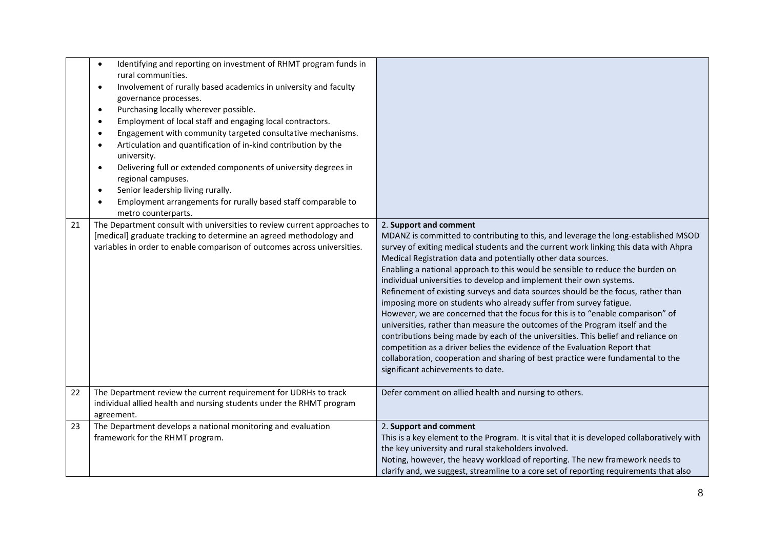| | | |
|---|---|---|
| | • Identifying and reporting on investment of RHMT program funds in rural communities.<br>• Involvement of rurally based academics in university and faculty governance processes.<br>• Purchasing locally wherever possible.<br>• Employment of local staff and engaging local contractors.<br>• Engagement with community targeted consultative mechanisms.<br>• Articulation and quantification of in-kind contribution by the university.<br>• Delivering full or extended components of university degrees in regional campuses.<br>• Senior leadership living rurally.<br>• Employment arrangements for rurally based staff comparable to metro counterparts. | |
| 21 | The Department consult with universities to review current approaches to [medical] graduate tracking to determine an agreed methodology and variables in order to enable comparison of outcomes across universities. | 2. **Support and comment**<br>MDANZ is committed to contributing to this, and leverage the long-established MSOD survey of exiting medical students and the current work linking this data with Ahpra Medical Registration data and potentially other data sources.<br>Enabling a national approach to this would be sensible to reduce the burden on individual universities to develop and implement their own systems.<br>Refinement of existing surveys and data sources should be the focus, rather than imposing more on students who already suffer from survey fatigue.<br>However, we are concerned that the focus for this is to "enable comparison" of universities, rather than measure the outcomes of the Program itself and the contributions being made by each of the universities. This belief and reliance on competition as a driver belies the evidence of the Evaluation Report that collaboration, cooperation and sharing of best practice were fundamental to the significant achievements to date. |
| 22 | The Department review the current requirement for UDRHs to track individual allied health and nursing students under the RHMT program agreement. | Defer comment on allied health and nursing to others. |
| 23 | The Department develops a national monitoring and evaluation framework for the RHMT program. | 2. **Support and comment**<br>This is a key element to the Program. It is vital that it is developed collaboratively with the key university and rural stakeholders involved.<br>Noting, however, the heavy workload of reporting. The new framework needs to clarify and, we suggest, streamline to a core set of reporting requirements that also |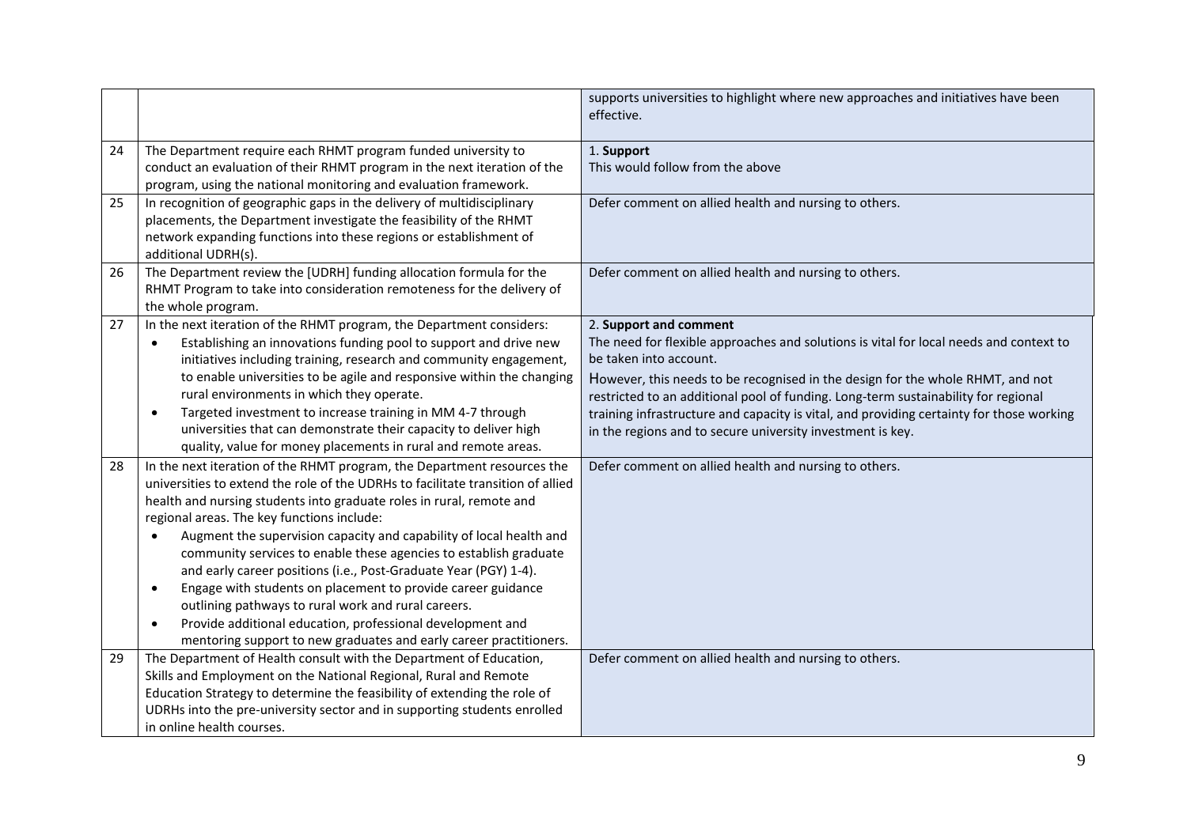| | | |
|---|---|---|
| | | supports universities to highlight where new approaches and initiatives have been effective. |
| 24 | The Department require each RHMT program funded university to conduct an evaluation of their RHMT program in the next iteration of the program, using the national monitoring and evaluation framework. | 1. **Support**<br>This would follow from the above |
| 25 | In recognition of geographic gaps in the delivery of multidisciplinary placements, the Department investigate the feasibility of the RHMT network expanding functions into these regions or establishment of additional UDRH(s). | Defer comment on allied health and nursing to others. |
| 26 | The Department review the [UDRH] funding allocation formula for the RHMT Program to take into consideration remoteness for the delivery of the whole program. | Defer comment on allied health and nursing to others. |
| 27 | In the next iteration of the RHMT program, the Department considers:<br>• Establishing an innovations funding pool to support and drive new initiatives including training, research and community engagement, to enable universities to be agile and responsive within the changing rural environments in which they operate.<br>• Targeted investment to increase training in MM 4-7 through universities that can demonstrate their capacity to deliver high quality, value for money placements in rural and remote areas. | 2. **Support and comment**<br>The need for flexible approaches and solutions is vital for local needs and context to be taken into account.<br>However, this needs to be recognised in the design for the whole RHMT, and not restricted to an additional pool of funding. Long-term sustainability for regional training infrastructure and capacity is vital, and providing certainty for those working in the regions and to secure university investment is key. |
| 28 | In the next iteration of the RHMT program, the Department resources the universities to extend the role of the UDRHs to facilitate transition of allied health and nursing students into graduate roles in rural, remote and regional areas. The key functions include:<br>• Augment the supervision capacity and capability of local health and community services to enable these agencies to establish graduate and early career positions (i.e., Post-Graduate Year (PGY) 1-4).<br>• Engage with students on placement to provide career guidance outlining pathways to rural work and rural careers.<br>• Provide additional education, professional development and mentoring support to new graduates and early career practitioners. | Defer comment on allied health and nursing to others. |
| 29 | The Department of Health consult with the Department of Education, Skills and Employment on the National Regional, Rural and Remote Education Strategy to determine the feasibility of extending the role of UDRHs into the pre-university sector and in supporting students enrolled in online health courses. | Defer comment on allied health and nursing to others. |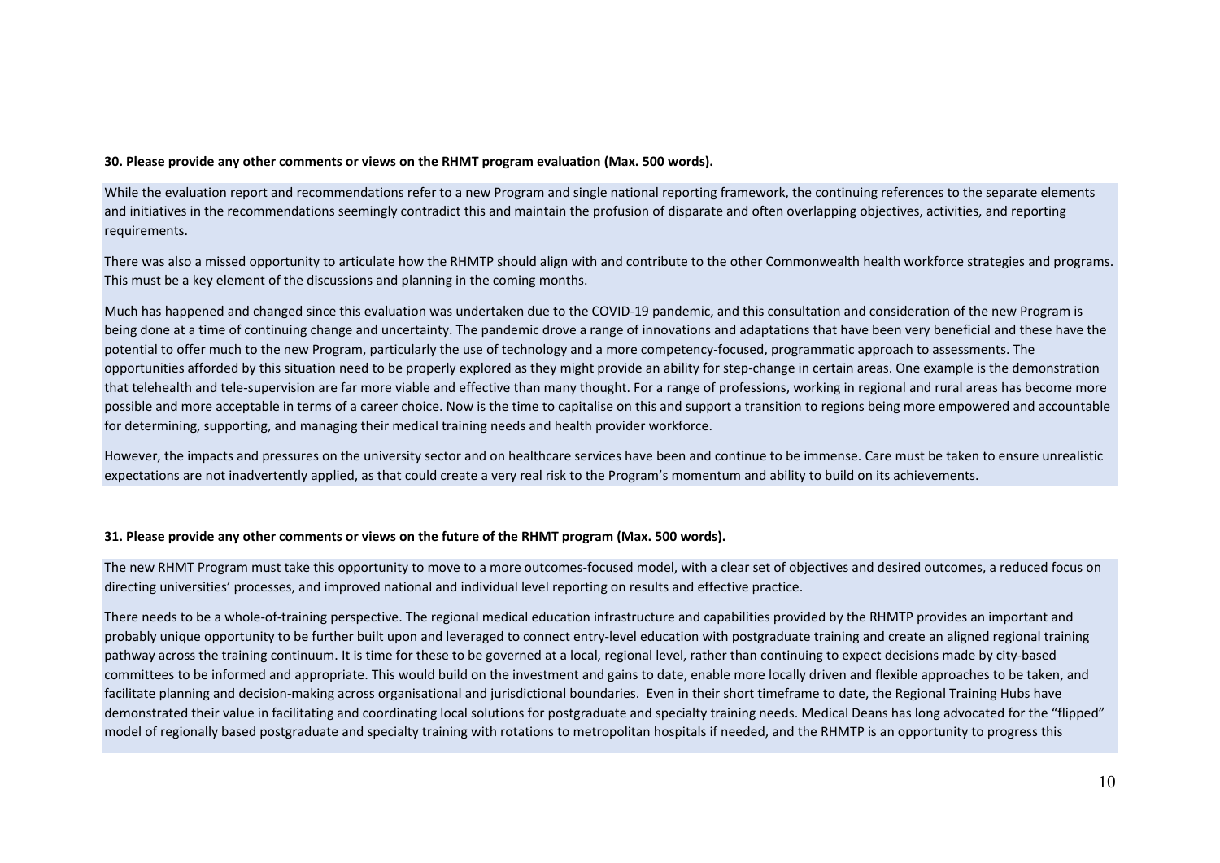**30. Please provide any other comments or views on the RHMT program evaluation (Max. 500 words).**

While the evaluation report and recommendations refer to a new Program and single national reporting framework, the continuing references to the separate elements and initiatives in the recommendations seemingly contradict this and maintain the profusion of disparate and often overlapping objectives, activities, and reporting requirements.

There was also a missed opportunity to articulate how the RHMTP should align with and contribute to the other Commonwealth health workforce strategies and programs. This must be a key element of the discussions and planning in the coming months.

Much has happened and changed since this evaluation was undertaken due to the COVID-19 pandemic, and this consultation and consideration of the new Program is being done at a time of continuing change and uncertainty. The pandemic drove a range of innovations and adaptations that have been very beneficial and these have the potential to offer much to the new Program, particularly the use of technology and a more competency-focused, programmatic approach to assessments. The opportunities afforded by this situation need to be properly explored as they might provide an ability for step-change in certain areas. One example is the demonstration that telehealth and tele-supervision are far more viable and effective than many thought. For a range of professions, working in regional and rural areas has become more possible and more acceptable in terms of a career choice. Now is the time to capitalise on this and support a transition to regions being more empowered and accountable for determining, supporting, and managing their medical training needs and health provider workforce.

However, the impacts and pressures on the university sector and on healthcare services have been and continue to be immense. Care must be taken to ensure unrealistic expectations are not inadvertently applied, as that could create a very real risk to the Program's momentum and ability to build on its achievements.

**31. Please provide any other comments or views on the future of the RHMT program (Max. 500 words).**

The new RHMT Program must take this opportunity to move to a more outcomes-focused model, with a clear set of objectives and desired outcomes, a reduced focus on directing universities' processes, and improved national and individual level reporting on results and effective practice.

There needs to be a whole-of-training perspective. The regional medical education infrastructure and capabilities provided by the RHMTP provides an important and probably unique opportunity to be further built upon and leveraged to connect entry-level education with postgraduate training and create an aligned regional training pathway across the training continuum. It is time for these to be governed at a local, regional level, rather than continuing to expect decisions made by city-based committees to be informed and appropriate. This would build on the investment and gains to date, enable more locally driven and flexible approaches to be taken, and facilitate planning and decision-making across organisational and jurisdictional boundaries. Even in their short timeframe to date, the Regional Training Hubs have demonstrated their value in facilitating and coordinating local solutions for postgraduate and specialty training needs. Medical Deans has long advocated for the "flipped" model of regionally based postgraduate and specialty training with rotations to metropolitan hospitals if needed, and the RHMTP is an opportunity to progress this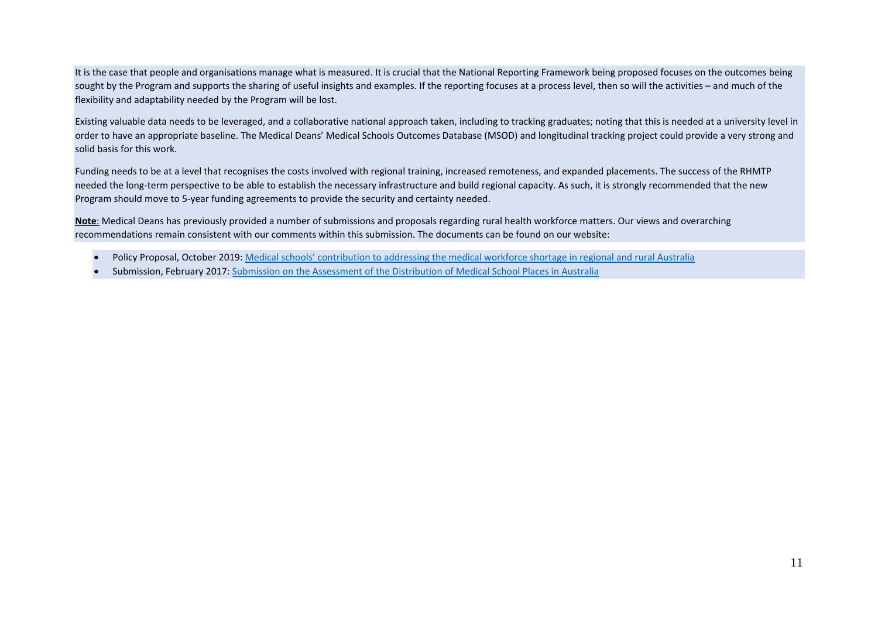It is the case that people and organisations manage what is measured. It is crucial that the National Reporting Framework being proposed focuses on the outcomes being sought by the Program and supports the sharing of useful insights and examples. If the reporting focuses at a process level, then so will the activities – and much of the flexibility and adaptability needed by the Program will be lost.

Existing valuable data needs to be leveraged, and a collaborative national approach taken, including to tracking graduates; noting that this is needed at a university level in order to have an appropriate baseline. The Medical Deans' Medical Schools Outcomes Database (MSOD) and longitudinal tracking project could provide a very strong and solid basis for this work.

Funding needs to be at a level that recognises the costs involved with regional training, increased remoteness, and expanded placements. The success of the RHMTP needed the long-term perspective to be able to establish the necessary infrastructure and build regional capacity. As such, it is strongly recommended that the new Program should move to 5-year funding agreements to provide the security and certainty needed.

**Note**: Medical Deans has previously provided a number of submissions and proposals regarding rural health workforce matters. Our views and overarching recommendations remain consistent with our comments within this submission. The documents can be found on our website:

- Policy Proposal, October 2019: Medical schools' contribution to addressing the medical workforce shortage in regional and rural Australia
- Submission, February 2017: Submission on the Assessment of the Distribution of Medical School Places in Australia